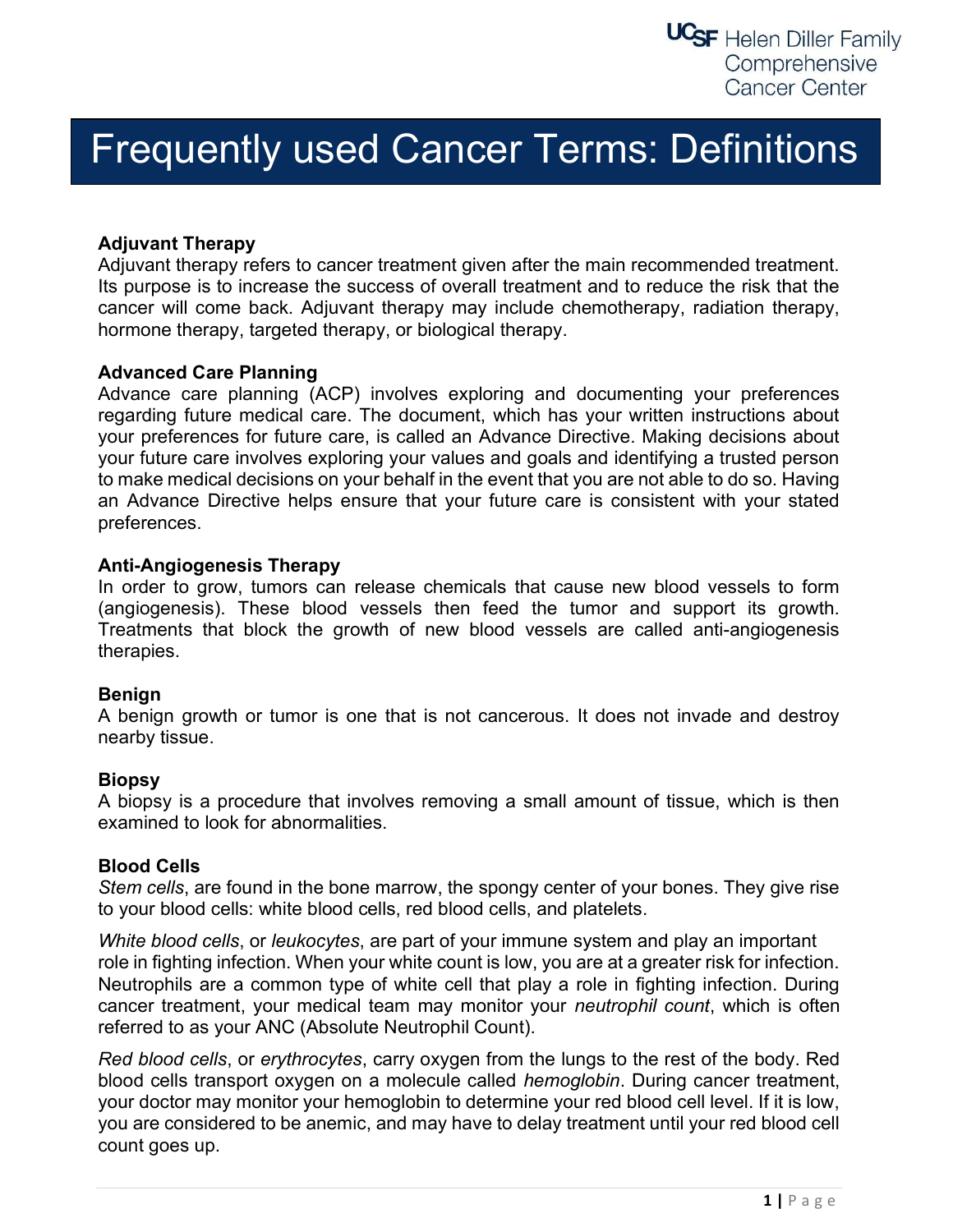# Frequently used Cancer Terms: Definitions

### Adjuvant Therapy

Adjuvant therapy refers to cancer treatment given after the main recommended treatment. Its purpose is to increase the success of overall treatment and to reduce the risk that the cancer will come back. Adjuvant therapy may include chemotherapy, radiation therapy, hormone therapy, targeted therapy, or biological therapy.

### Advanced Care Planning

Advance care planning (ACP) involves exploring and documenting your preferences regarding future medical care. The document, which has your written instructions about your preferences for future care, is called an Advance Directive. Making decisions about your future care involves exploring your values and goals and identifying a trusted person to make medical decisions on your behalf in the event that you are not able to do so. Having an Advance Directive helps ensure that your future care is consistent with your stated preferences.

### Anti-Angiogenesis Therapy

In order to grow, tumors can release chemicals that cause new blood vessels to form (angiogenesis). These blood vessels then feed the tumor and support its growth. Treatments that block the growth of new blood vessels are called anti-angiogenesis therapies.

### Benign

A benign growth or tumor is one that is not cancerous. It does not invade and destroy nearby tissue.

### Biopsy

A biopsy is a procedure that involves removing a small amount of tissue, which is then examined to look for abnormalities.

### Blood Cells

*Stem cells*, are found in the bone marrow, the spongy center of your bones. They give rise to your blood cells: white blood cells, red blood cells, and platelets.

*White blood cells*, or *leukocytes*, are part of your immune system and play an important role in fighting infection. When your white count is low, you are at a greater risk for infection. Neutrophils are a common type of white cell that play a role in fighting infection. During cancer treatment, your medical team may monitor your *neutrophil count*, which is often referred to as your ANC (Absolute Neutrophil Count).

*Red blood cells*, or *erythrocytes*, carry oxygen from the lungs to the rest of the body. Red blood cells transport oxygen on a molecule called *hemoglobin*. During cancer treatment, your doctor may monitor your hemoglobin to determine your red blood cell level. If it is low, you are considered to be anemic, and may have to delay treatment until your red blood cell count goes up.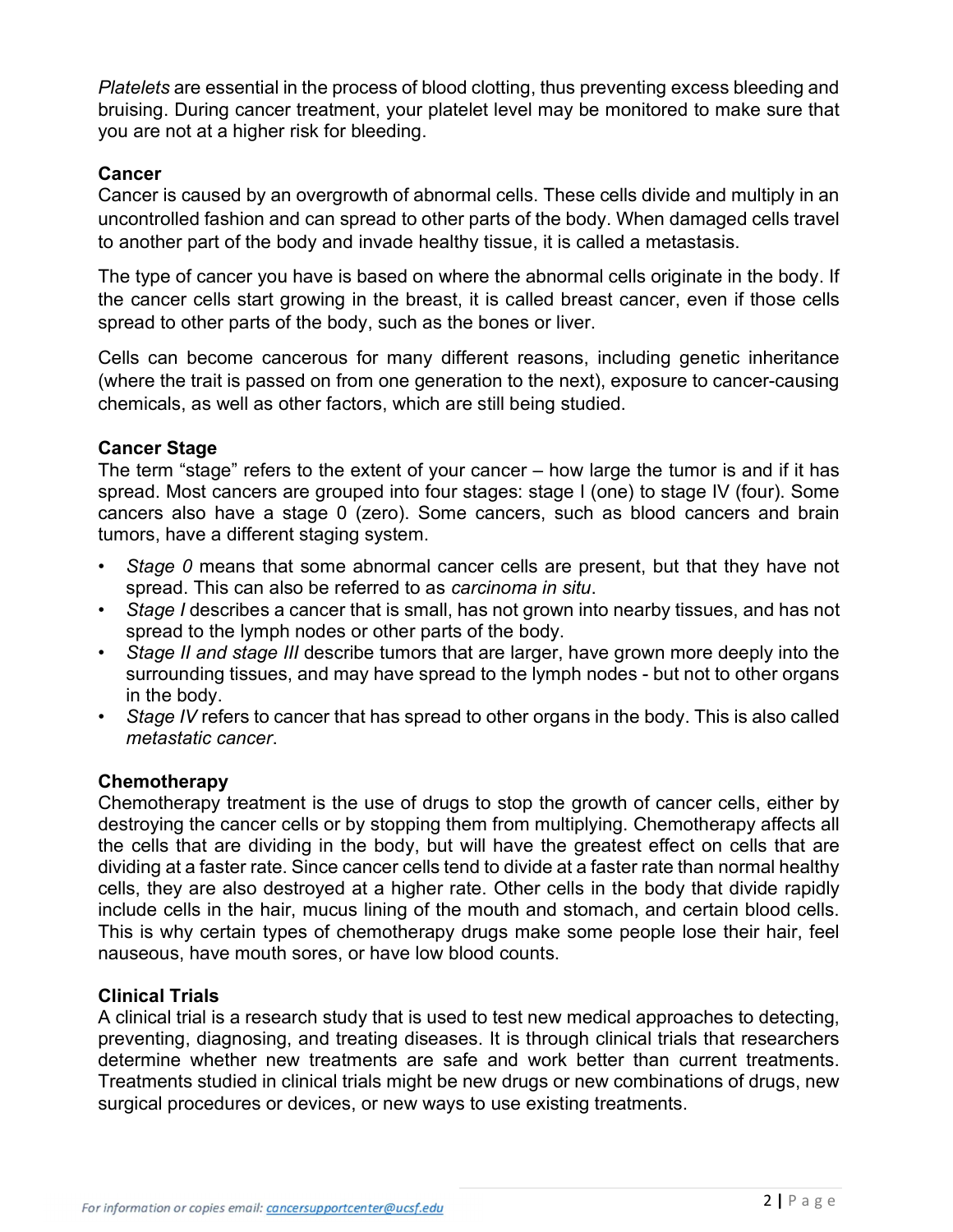*Platelets* are essential in the process of blood clotting, thus preventing excess bleeding and bruising. During cancer treatment, your platelet level may be monitored to make sure that you are not at a higher risk for bleeding.

**Cancer**

Cancer is caused by an overgrowth of abnormal cells. These cells divide and multiply in an uncontrolled fashion and can spread to other parts of the body. When damaged cells travel to another part of the body and invade healthy tissue, it is called a metastasis.

The type of cancer you have is based on where the abnormal cells originate in the body. If the cancer cells start growing in the breast, it is called breast cancer, even if those cells spread to other parts of the body, such as the bones or liver.

Cells can become cancerous for many different reasons, including genetic inheritance (where the trait is passed on from one generation to the next), exposure to cancer-causing chemicals, as well as other factors, which are still being studied.

**Cancer Stage**

The term "stage" refers to the extent of your cancer – how large the tumor is and if it has spread. Most cancers are grouped into four stages: stage I (one) to stage IV (four). Some cancers also have a stage 0 (zero). Some cancers, such as blood cancers and brain tumors, have a different staging system.

- *Stage 0* means that some abnormal cancer cells are present, but that they have not spread. This can also be referred to as *carcinoma in situ*.
- *Stage I* describes a cancer that is small, has not grown into nearby tissues, and has not spread to the lymph nodes or other parts of the body.
- *Stage II and stage III* describe tumors that are larger, have grown more deeply into the surrounding tissues, and may have spread to the lymph nodes - but not to other organs in the body.
- *Stage IV* refers to cancer that has spread to other organs in the body. This is also called *metastatic cancer*.

**Chemotherapy**

Chemotherapy treatment is the use of drugs to stop the growth of cancer cells, either by destroying the cancer cells or by stopping them from multiplying. Chemotherapy affects all the cells that are dividing in the body, but will have the greatest effect on cells that are dividing at a faster rate. Since cancer cells tend to divide at a faster rate than normal healthy cells, they are also destroyed at a higher rate. Other cells in the body that divide rapidly include cells in the hair, mucus lining of the mouth and stomach, and certain blood cells. This is why certain types of chemotherapy drugs make some people lose their hair, feel nauseous, have mouth sores, or have low blood counts.

**Clinical Trials**

A clinical trial is a research study that is used to test new medical approaches to detecting, preventing, diagnosing, and treating diseases. It is through clinical trials that researchers determine whether new treatments are safe and work better than current treatments. Treatments studied in clinical trials might be new drugs or new combinations of drugs, new surgical procedures or devices, or new ways to use existing treatments.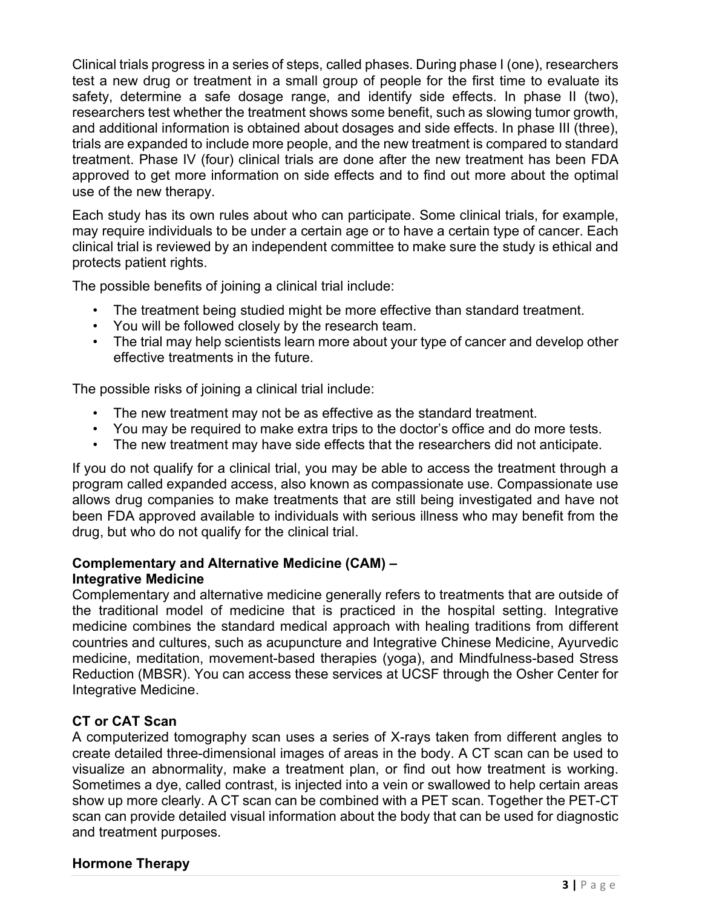Clinical trials progress in a series of steps, called phases. During phase I (one), researchers test a new drug or treatment in a small group of people for the first time to evaluate its safety, determine a safe dosage range, and identify side effects. In phase II (two), researchers test whether the treatment shows some benefit, such as slowing tumor growth, and additional information is obtained about dosages and side effects. In phase III (three), trials are expanded to include more people, and the new treatment is compared to standard treatment. Phase IV (four) clinical trials are done after the new treatment has been FDA approved to get more information on side effects and to find out more about the optimal use of the new therapy.

Each study has its own rules about who can participate. Some clinical trials, for example, may require individuals to be under a certain age or to have a certain type of cancer. Each clinical trial is reviewed by an independent committee to make sure the study is ethical and protects patient rights.

The possible benefits of joining a clinical trial include:

- The treatment being studied might be more effective than standard treatment.
- You will be followed closely by the research team.
- The trial may help scientists learn more about your type of cancer and develop other effective treatments in the future.

The possible risks of joining a clinical trial include:

- The new treatment may not be as effective as the standard treatment.
- You may be required to make extra trips to the doctor's office and do more tests.
- The new treatment may have side effects that the researchers did not anticipate.

If you do not qualify for a clinical trial, you may be able to access the treatment through a program called expanded access, also known as compassionate use. Compassionate use allows drug companies to make treatments that are still being investigated and have not been FDA approved available to individuals with serious illness who may benefit from the drug, but who do not qualify for the clinical trial.

**Complementary and Alternative Medicine (CAM) – Integrative Medicine**

Complementary and alternative medicine generally refers to treatments that are outside of the traditional model of medicine that is practiced in the hospital setting. Integrative medicine combines the standard medical approach with healing traditions from different countries and cultures, such as acupuncture and Integrative Chinese Medicine, Ayurvedic medicine, meditation, movement-based therapies (yoga), and Mindfulness-based Stress Reduction (MBSR). You can access these services at UCSF through the Osher Center for Integrative Medicine.

**CT or CAT Scan**

A computerized tomography scan uses a series of X-rays taken from different angles to create detailed three-dimensional images of areas in the body. A CT scan can be used to visualize an abnormality, make a treatment plan, or find out how treatment is working. Sometimes a dye, called contrast, is injected into a vein or swallowed to help certain areas show up more clearly. A CT scan can be combined with a PET scan. Together the PET-CT scan can provide detailed visual information about the body that can be used for diagnostic and treatment purposes.

**Hormone Therapy**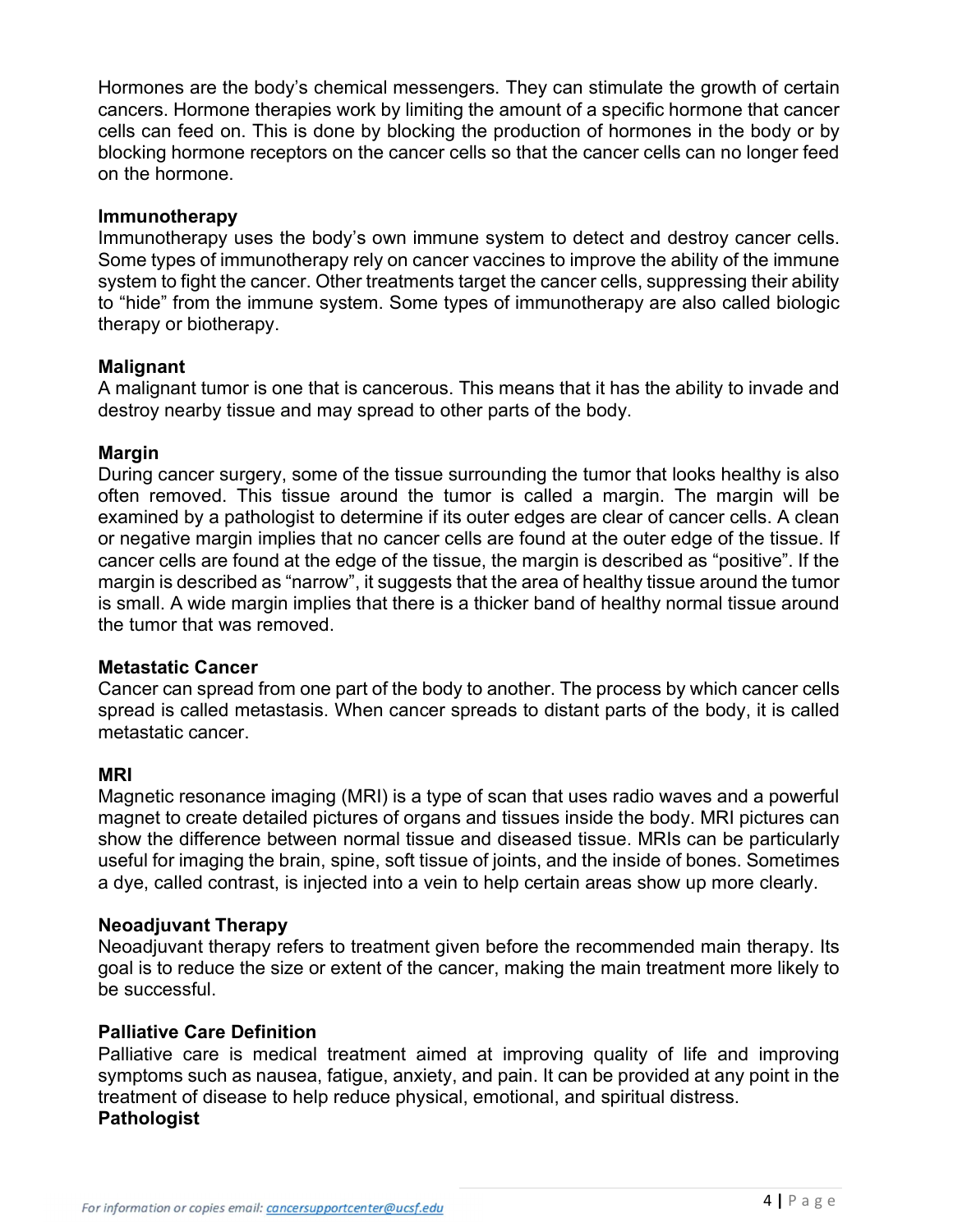Hormones are the body’s chemical messengers. They can stimulate the growth of certain cancers. Hormone therapies work by limiting the amount of a specific hormone that cancer cells can feed on. This is done by blocking the production of hormones in the body or by blocking hormone receptors on the cancer cells so that the cancer cells can no longer feed on the hormone.

**Immunotherapy**
Immunotherapy uses the body’s own immune system to detect and destroy cancer cells. Some types of immunotherapy rely on cancer vaccines to improve the ability of the immune system to fight the cancer. Other treatments target the cancer cells, suppressing their ability to “hide” from the immune system. Some types of immunotherapy are also called biologic therapy or biotherapy.

**Malignant**
A malignant tumor is one that is cancerous. This means that it has the ability to invade and destroy nearby tissue and may spread to other parts of the body.

**Margin**
During cancer surgery, some of the tissue surrounding the tumor that looks healthy is also often removed. This tissue around the tumor is called a margin. The margin will be examined by a pathologist to determine if its outer edges are clear of cancer cells. A clean or negative margin implies that no cancer cells are found at the outer edge of the tissue. If cancer cells are found at the edge of the tissue, the margin is described as “positive”. If the margin is described as “narrow”, it suggests that the area of healthy tissue around the tumor is small. A wide margin implies that there is a thicker band of healthy normal tissue around the tumor that was removed.

**Metastatic Cancer**
Cancer can spread from one part of the body to another. The process by which cancer cells spread is called metastasis. When cancer spreads to distant parts of the body, it is called metastatic cancer.

**MRI**
Magnetic resonance imaging (MRI) is a type of scan that uses radio waves and a powerful magnet to create detailed pictures of organs and tissues inside the body. MRI pictures can show the difference between normal tissue and diseased tissue. MRIs can be particularly useful for imaging the brain, spine, soft tissue of joints, and the inside of bones. Sometimes a dye, called contrast, is injected into a vein to help certain areas show up more clearly.

**Neoadjuvant Therapy**
Neoadjuvant therapy refers to treatment given before the recommended main therapy. Its goal is to reduce the size or extent of the cancer, making the main treatment more likely to be successful.

**Palliative Care Definition**
Palliative care is medical treatment aimed at improving quality of life and improving symptoms such as nausea, fatigue, anxiety, and pain. It can be provided at any point in the treatment of disease to help reduce physical, emotional, and spiritual distress.

**Pathologist**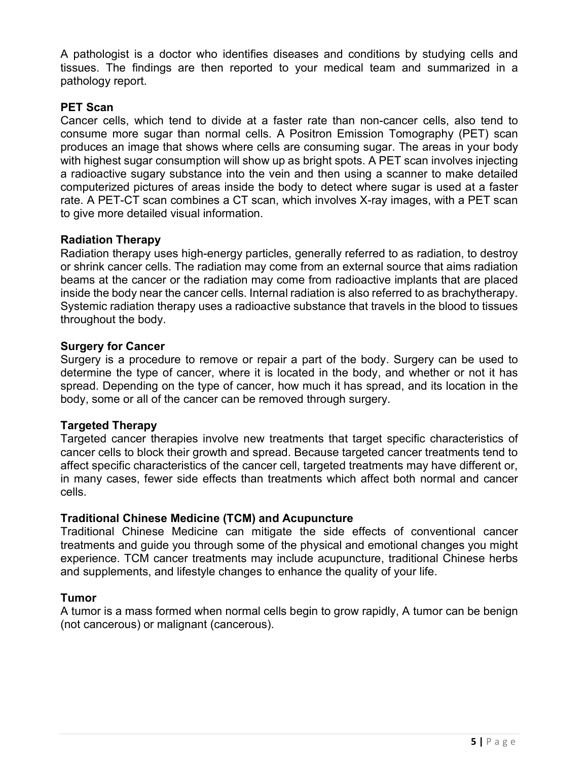A pathologist is a doctor who identifies diseases and conditions by studying cells and tissues. The findings are then reported to your medical team and summarized in a pathology report.

**PET Scan**

Cancer cells, which tend to divide at a faster rate than non-cancer cells, also tend to consume more sugar than normal cells. A Positron Emission Tomography (PET) scan produces an image that shows where cells are consuming sugar. The areas in your body with highest sugar consumption will show up as bright spots. A PET scan involves injecting a radioactive sugary substance into the vein and then using a scanner to make detailed computerized pictures of areas inside the body to detect where sugar is used at a faster rate. A PET-CT scan combines a CT scan, which involves X-ray images, with a PET scan to give more detailed visual information.

**Radiation Therapy**

Radiation therapy uses high-energy particles, generally referred to as radiation, to destroy or shrink cancer cells. The radiation may come from an external source that aims radiation beams at the cancer or the radiation may come from radioactive implants that are placed inside the body near the cancer cells. Internal radiation is also referred to as brachytherapy. Systemic radiation therapy uses a radioactive substance that travels in the blood to tissues throughout the body.

**Surgery for Cancer**

Surgery is a procedure to remove or repair a part of the body. Surgery can be used to determine the type of cancer, where it is located in the body, and whether or not it has spread. Depending on the type of cancer, how much it has spread, and its location in the body, some or all of the cancer can be removed through surgery.

**Targeted Therapy**

Targeted cancer therapies involve new treatments that target specific characteristics of cancer cells to block their growth and spread. Because targeted cancer treatments tend to affect specific characteristics of the cancer cell, targeted treatments may have different or, in many cases, fewer side effects than treatments which affect both normal and cancer cells.

**Traditional Chinese Medicine (TCM) and Acupuncture**

Traditional Chinese Medicine can mitigate the side effects of conventional cancer treatments and guide you through some of the physical and emotional changes you might experience. TCM cancer treatments may include acupuncture, traditional Chinese herbs and supplements, and lifestyle changes to enhance the quality of your life.

**Tumor**

A tumor is a mass formed when normal cells begin to grow rapidly, A tumor can be benign (not cancerous) or malignant (cancerous).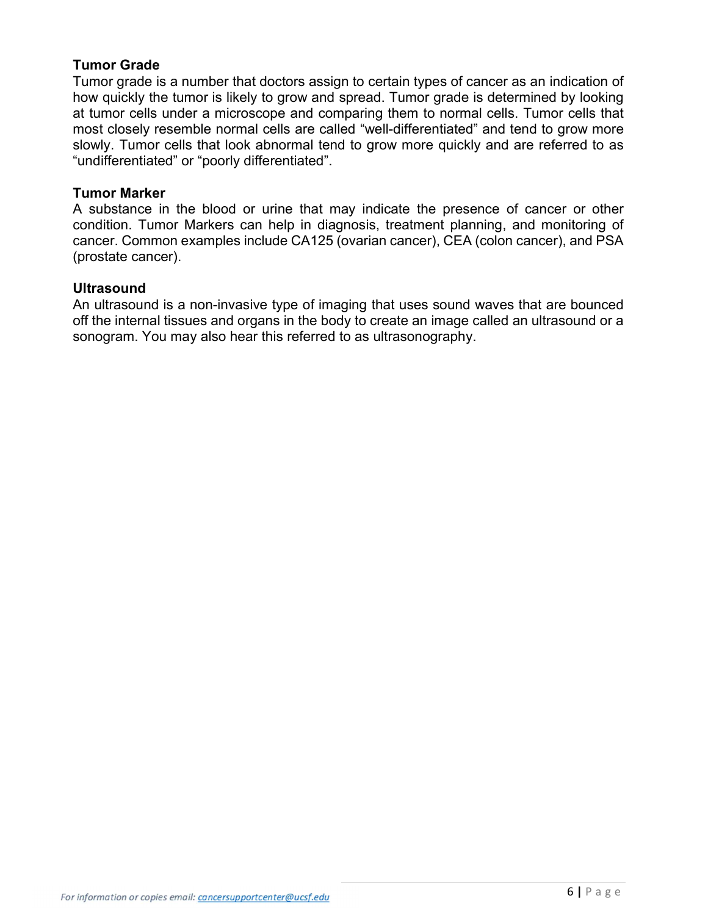### Tumor Grade

Tumor grade is a number that doctors assign to certain types of cancer as an indication of how quickly the tumor is likely to grow and spread. Tumor grade is determined by looking at tumor cells under a microscope and comparing them to normal cells. Tumor cells that most closely resemble normal cells are called "well-differentiated" and tend to grow more slowly. Tumor cells that look abnormal tend to grow more quickly and are referred to as "undifferentiated" or "poorly differentiated".

### Tumor Marker

A substance in the blood or urine that may indicate the presence of cancer or other condition. Tumor Markers can help in diagnosis, treatment planning, and monitoring of cancer. Common examples include CA125 (ovarian cancer), CEA (colon cancer), and PSA (prostate cancer).

### Ultrasound

An ultrasound is a non-invasive type of imaging that uses sound waves that are bounced off the internal tissues and organs in the body to create an image called an ultrasound or a sonogram. You may also hear this referred to as ultrasonography.